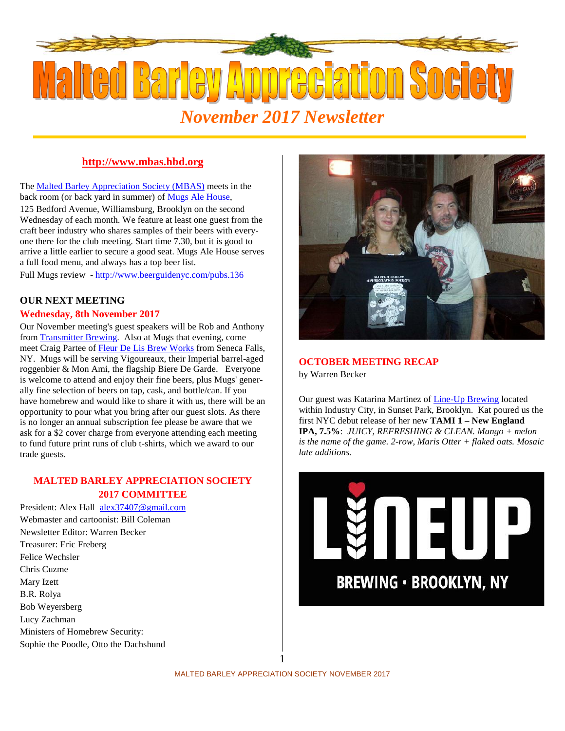# Malted Barley Appreciation Society

*November 2017 Newsletter*

**http://www.mbas.hbd.org**

The Malted Barley Appreciation Society (MBAS) meets in the back room (or back yard in summer) of Mugs Ale House, 125 Bedford Avenue, Williamsburg, Brooklyn on the second Wednesday of each month. We feature at least one guest from the craft beer industry who shares samples of their beers with everyone there for the club meeting. Start time 7.30, but it is good to arrive a little earlier to secure a good seat. Mugs Ale House serves a full food menu, and always has a top beer list.

Full Mugs review - http://www.beerguidenyc.com/pubs.136

## OUR NEXT MEETING

### Wednesday, 8th November 2017

Our November meeting's guest speakers will be Rob and Anthony from Transmitter Brewing. Also at Mugs that evening, come meet Craig Partee of Fleur De Lis Brew Works from Seneca Falls, NY. Mugs will be serving Vigoureaux, their Imperial barrel-aged roggenbier & Mon Ami, the flagship Biere De Garde. Everyone is welcome to attend and enjoy their fine beers, plus Mugs' generally fine selection of beers on tap, cask, and bottle/can. If you have homebrew and would like to share it with us, there will be an opportunity to pour what you bring after our guest slots. As there is no longer an annual subscription fee please be aware that we ask for a $2 cover charge from everyone attending each meeting to fund future print runs of club t-shirts, which we award to our trade guests.

## MALTED BARLEY APPRECIATION SOCIETY 2017 COMMITTEE

President: Alex Hall alex37407@gmail.com
Webmaster and cartoonist: Bill Coleman
Newsletter Editor: Warren Becker
Treasurer: Eric Freberg
Felice Wechsler
Chris Cuzme
Mary Izett
B.R. Rolya
Bob Weyersberg
Lucy Zachman
Ministers of Homebrew Security:
Sophie the Poodle, Otto the Dachshund

## OCTOBER MEETING RECAP

by Warren Becker

Our guest was Katarina Martinez of Line-Up Brewing located within Industry City, in Sunset Park, Brooklyn. Kat poured us the first NYC debut release of her new **TAMI 1 – New England IPA, 7.5%**: *JUICY, REFRESHING & CLEAN. Mango + melon is the name of the game. 2-row, Maris Otter + flaked oats. Mosaic late additions.*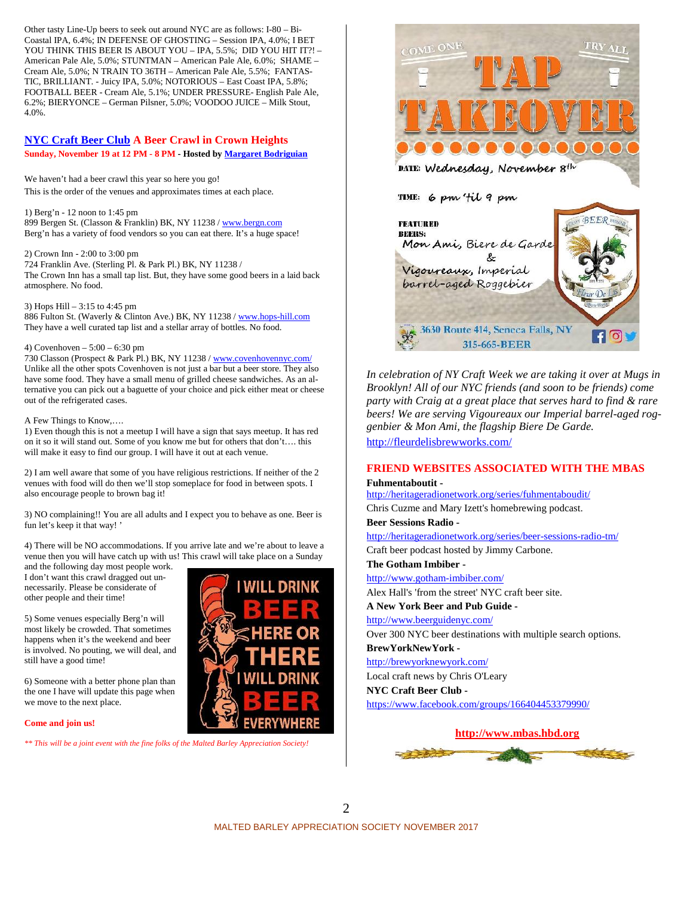Other tasty Line-Up beers to seek out around NYC are as follows: I-80 – Bi-Coastal IPA, 6.4%; IN DEFENSE OF GHOSTING – Session IPA, 4.0%; I BET YOU THINK THIS BEER IS ABOUT YOU – IPA, 5.5%; DID YOU HIT IT?! – American Pale Ale, 5.0%; STUNTMAN – American Pale Ale, 6.0%; SHAME – Cream Ale, 5.0%; N TRAIN TO 36TH – American Pale Ale, 5.5%; FANTAS-TIC, BRILLIANT. - Juicy IPA, 5.0%; NOTORIOUS – East Coast IPA, 5.8%; FOOTBALL BEER - Cream Ale, 5.1%; UNDER PRESSURE- English Pale Ale, 6.2%; BIERYONCE – German Pilsner, 5.0%; VOODOO JUICE – Milk Stout, 4.0%.

## NYC Craft Beer Club A Beer Crawl in Crown Heights

**Sunday, November 19 at 12 PM - 8 PM - Hosted by Margaret Bodriguian**

We haven't had a beer crawl this year so here you go!
This is the order of the venues and approximates times at each place.

1) Berg'n - 12 noon to 1:45 pm
899 Bergen St. (Classon & Franklin) BK, NY 11238 / www.bergn.com
Berg'n has a variety of food vendors so you can eat there. It's a huge space!

2) Crown Inn - 2:00 to 3:00 pm
724 Franklin Ave. (Sterling Pl. & Park Pl.) BK, NY 11238 /
The Crown Inn has a small tap list. But, they have some good beers in a laid back atmosphere. No food.

3) Hops Hill – 3:15 to 4:45 pm
886 Fulton St. (Waverly & Clinton Ave.) BK, NY 11238 / www.hops-hill.com
They have a well curated tap list and a stellar array of bottles. No food.

4) Covenhoven – 5:00 – 6:30 pm
730 Classon (Prospect & Park Pl.) BK, NY 11238 / www.covenhovennyc.com/
Unlike all the other spots Covenhoven is not just a bar but a beer store. They also have some food. They have a small menu of grilled cheese sandwiches. As an alternative you can pick out a baguette of your choice and pick either meat or cheese out of the refrigerated cases.

A Few Things to Know,….

1) Even though this is not a meetup I will have a sign that says meetup. It has red on it so it will stand out. Some of you know me but for others that don't…. this will make it easy to find our group. I will have it out at each venue.

2) I am well aware that some of you have religious restrictions. If neither of the 2 venues with food will do then we'll stop someplace for food in between spots. I also encourage people to brown bag it!

3) NO complaining!! You are all adults and I expect you to behave as one. Beer is fun let's keep it that way! '

4) There will be NO accommodations. If you arrive late and we're about to leave a venue then you will have catch up with us! This crawl will take place on a Sunday and the following day most people work. I don't want this crawl dragged out unnecessarily. Please be considerate of other people and their time!

5) Some venues especially Berg'n will most likely be crowded. That sometimes happens when it's the weekend and beer is involved. No pouting, we will deal, and still have a good time!

6) Someone with a better phone plan than the one I have will update this page when we move to the next place.

I WILL DRINK BEER HERE OR THERE I WILL DRINK BEER EVERYWHERE

**Come and join us!**

*** This will be a joint event with the fine folks of the Malted Barley Appreciation Society!*

COME ONE TRY ALL
TAP TAKEOVER
DATE: Wednesday, November 8th
TIME: 6 pm 'til 9 pm
FEATURED BEERS: Mon Ami, Biere de Garde & Vigoureaux, Imperial barrel-aged Roggebier
3630 Route 414, Seneca Falls, NY
315-665-BEER

*In celebration of NY Craft Week we are taking it over at Mugs in Brooklyn! All of our NYC friends (and soon to be friends) come party with Craig at a great place that serves hard to find & rare beers! We are serving Vigoureaux our Imperial barrel-aged roggenbier & Mon Ami, the flagship Biere De Garde.*
http://fleurdelisbrewworks.com/

## FRIEND WEBSITES ASSOCIATED WITH THE MBAS

**Fuhmentaboutit -**
http://heritageradionetwork.org/series/fuhmentaboutit/
Chris Cuzme and Mary Izett's homebrewing podcast.

**Beer Sessions Radio -**
http://heritageradionetwork.org/series/beer-sessions-radio-tm/
Craft beer podcast hosted by Jimmy Carbone.

**The Gotham Imbiber -**
http://www.gotham-imbiber.com/
Alex Hall's 'from the street' NYC craft beer site.

**A New York Beer and Pub Guide -**
http://www.beerguidenyc.com/
Over 300 NYC beer destinations with multiple search options.

**BrewYorkNewYork -**
http://brewyorknewyork.com/
Local craft news by Chris O'Leary

**NYC Craft Beer Club -**
https://www.facebook.com/groups/166404453379990/

**http://www.mbas.hbd.org**